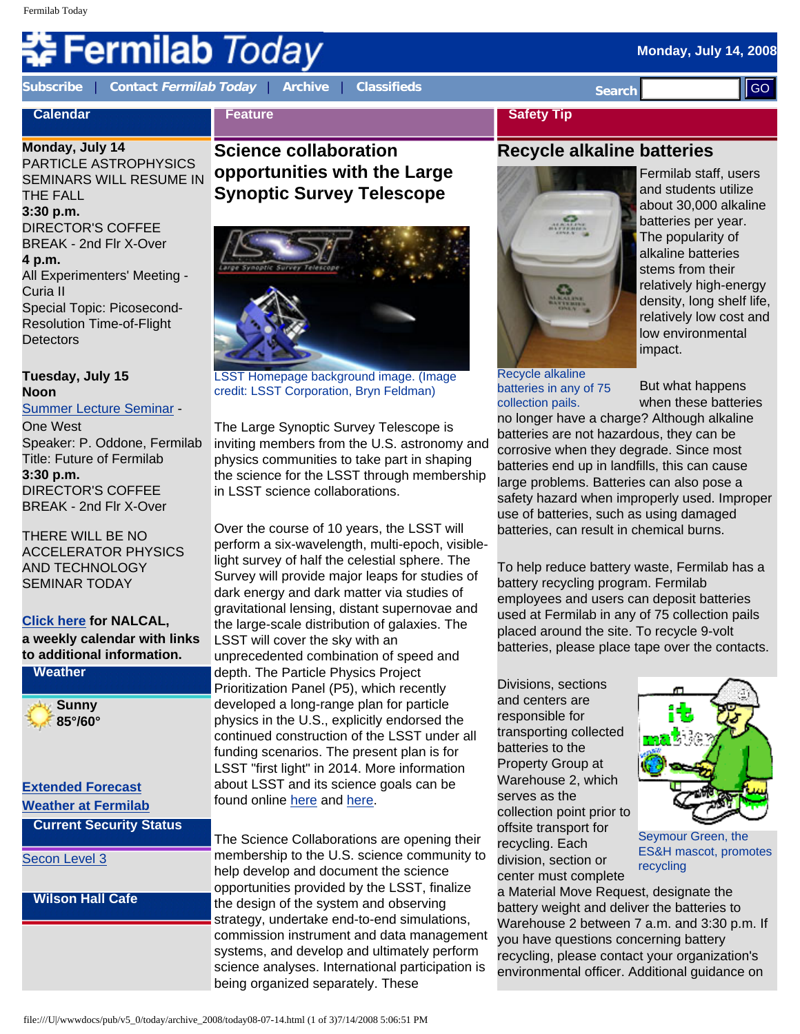# Fermilab Today

Monday, July 14, 2008

Subscribe | Contact *Fermilab Today* | Archive | Classifieds

Search GO

## Calendar

**Monday, July 14**
PARTICLE ASTROPHYSICS SEMINARS WILL RESUME IN THE FALL
**3:30 p.m.**
DIRECTOR'S COFFEE BREAK - 2nd Flr X-Over
**4 p.m.**
All Experimenters' Meeting - Curia II
Special Topic: Picosecond-Resolution Time-of-Flight Detectors

**Tuesday, July 15**
**Noon**
Summer Lecture Seminar - One West
Speaker: P. Oddone, Fermilab
Title: Future of Fermilab
**3:30 p.m.**
DIRECTOR'S COFFEE BREAK - 2nd Flr X-Over

THERE WILL BE NO ACCELERATOR PHYSICS AND TECHNOLOGY SEMINAR TODAY

**Click here for NALCAL, a weekly calendar with links to additional information.**

## Weather

**Sunny**
**85°/60°**

Extended Forecast
Weather at Fermilab

## Current Security Status

Secon Level 3

## Wilson Hall Cafe

## Feature

## Science collaboration opportunities with the Large Synoptic Survey Telescope

LSST Homepage background image. (Image credit: LSST Corporation, Bryn Feldman)

The Large Synoptic Survey Telescope is inviting members from the U.S. astronomy and physics communities to take part in shaping the science for the LSST through membership in LSST science collaborations.

Over the course of 10 years, the LSST will perform a six-wavelength, multi-epoch, visible-light survey of half the celestial sphere. The Survey will provide major leaps for studies of dark energy and dark matter via studies of gravitational lensing, distant supernovae and the large-scale distribution of galaxies. The LSST will cover the sky with an unprecedented combination of speed and depth. The Particle Physics Project Prioritization Panel (P5), which recently developed a long-range plan for particle physics in the U.S., explicitly endorsed the continued construction of the LSST under all funding scenarios. The present plan is for LSST "first light" in 2014. More information about LSST and its science goals can be found online here and here.

The Science Collaborations are opening their membership to the U.S. science community to help develop and document the science opportunities provided by the LSST, finalize the design of the system and observing strategy, undertake end-to-end simulations, commission instrument and data management systems, and develop and ultimately perform science analyses. International participation is being organized separately. These

## Safety Tip

## Recycle alkaline batteries

Recycle alkaline batteries in any of 75 collection pails.

Fermilab staff, users and students utilize about 30,000 alkaline batteries per year. The popularity of alkaline batteries stems from their relatively high-energy density, long shelf life, relatively low cost and low environmental impact.

But what happens when these batteries no longer have a charge? Although alkaline batteries are not hazardous, they can be corrosive when they degrade. Since most batteries end up in landfills, this can cause large problems. Batteries can also pose a safety hazard when improperly used. Improper use of batteries, such as using damaged batteries, can result in chemical burns.

To help reduce battery waste, Fermilab has a battery recycling program. Fermilab employees and users can deposit batteries used at Fermilab in any of 75 collection pails placed around the site. To recycle 9-volt batteries, please place tape over the contacts.

Divisions, sections and centers are responsible for transporting collected batteries to the Property Group at Warehouse 2, which serves as the collection point prior to offsite transport for recycling. Each division, section or center must complete a Material Move Request, designate the battery weight and deliver the batteries to Warehouse 2 between 7 a.m. and 3:30 p.m. If you have questions concerning battery recycling, please contact your organization's environmental officer. Additional guidance on

Seymour Green, the ES&H mascot, promotes recycling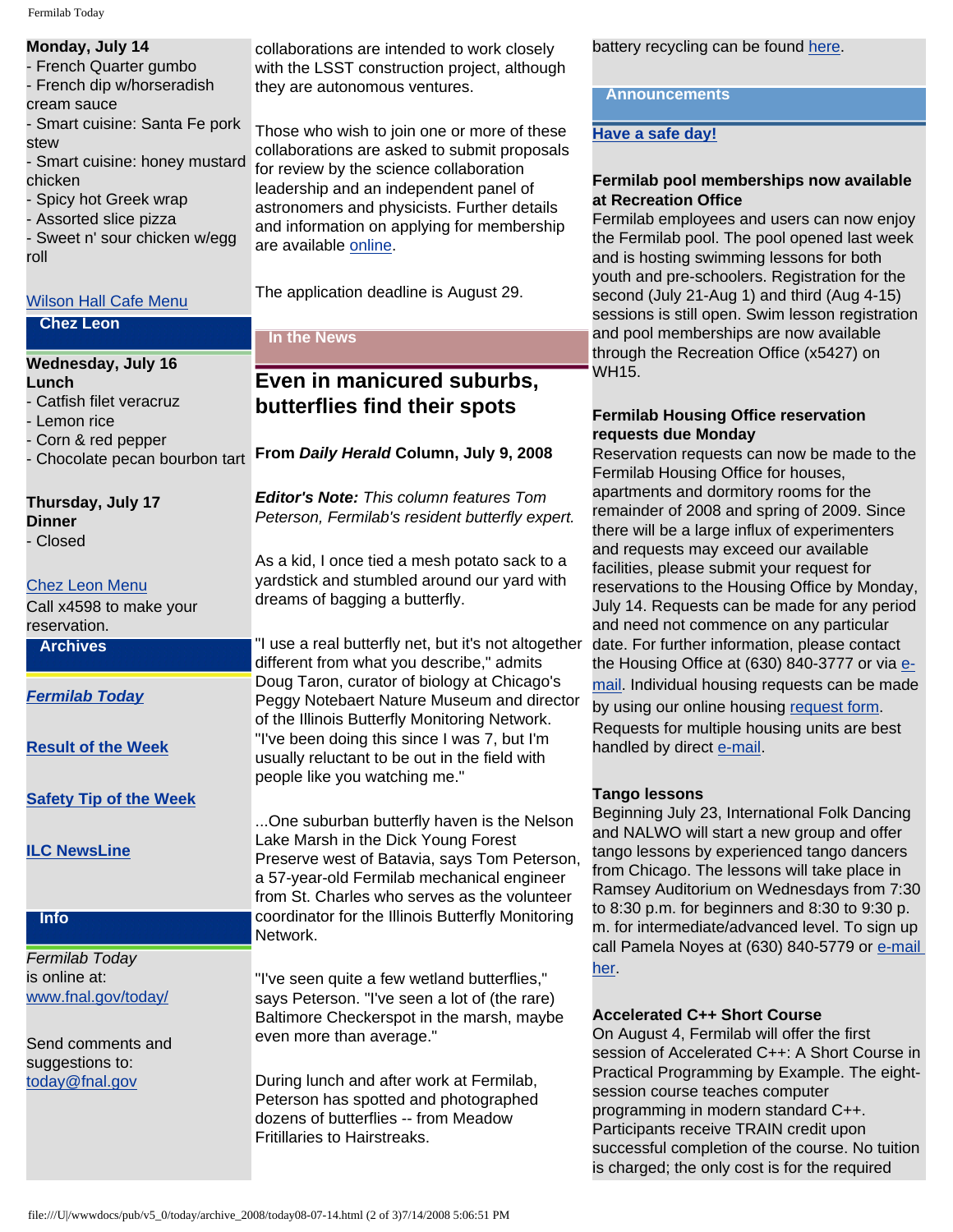**Monday, July 14**
- French Quarter gumbo
- French dip w/horseradish cream sauce
- Smart cuisine: Santa Fe pork stew
- Smart cuisine: honey mustard chicken
- Spicy hot Greek wrap
- Assorted slice pizza
- Sweet n' sour chicken w/egg roll

[Wilson Hall Cafe Menu]

### Chez Leon

**Wednesday, July 16**
**Lunch**
- Catfish filet veracruz
- Lemon rice
- Corn & red pepper
- Chocolate pecan bourbon tart

**Thursday, July 17**
**Dinner**
- Closed

[Chez Leon Menu]
Call x4598 to make your reservation.

### Archives

***Fermilab Today***

**Result of the Week**

**Safety Tip of the Week**

**ILC NewsLine**

### Info

*Fermilab Today* is online at:
www.fnal.gov/today/

Send comments and suggestions to:
today@fnal.gov

collaborations are intended to work closely with the LSST construction project, although they are autonomous ventures.

Those who wish to join one or more of these collaborations are asked to submit proposals for review by the science collaboration leadership and an independent panel of astronomers and physicists. Further details and information on applying for membership are available online.

The application deadline is August 29.

### In the News

## Even in manicured suburbs, butterflies find their spots

**From *Daily Herald* Column, July 9, 2008**

***Editor's Note:*** *This column features Tom Peterson, Fermilab's resident butterfly expert.*

As a kid, I once tied a mesh potato sack to a yardstick and stumbled around our yard with dreams of bagging a butterfly.

"I use a real butterfly net, but it's not altogether different from what you describe," admits Doug Taron, curator of biology at Chicago's Peggy Notebaert Nature Museum and director of the Illinois Butterfly Monitoring Network. "I've been doing this since I was 7, but I'm usually reluctant to be out in the field with people like you watching me."

...One suburban butterfly haven is the Nelson Lake Marsh in the Dick Young Forest Preserve west of Batavia, says Tom Peterson, a 57-year-old Fermilab mechanical engineer from St. Charles who serves as the volunteer coordinator for the Illinois Butterfly Monitoring Network.

"I've seen quite a few wetland butterflies," says Peterson. "I've seen a lot of (the rare) Baltimore Checkerspot in the marsh, maybe even more than average."

During lunch and after work at Fermilab, Peterson has spotted and photographed dozens of butterflies -- from Meadow Fritillaries to Hairstreaks.

battery recycling can be found here.

### Announcements

**Have a safe day!**

**Fermilab pool memberships now available at Recreation Office**
Fermilab employees and users can now enjoy the Fermilab pool. The pool opened last week and is hosting swimming lessons for both youth and pre-schoolers. Registration for the second (July 21-Aug 1) and third (Aug 4-15) sessions is still open. Swim lesson registration and pool memberships are now available through the Recreation Office (x5427) on WH15.

**Fermilab Housing Office reservation requests due Monday**
Reservation requests can now be made to the Fermilab Housing Office for houses, apartments and dormitory rooms for the remainder of 2008 and spring of 2009. Since there will be a large influx of experimenters and requests may exceed our available facilities, please submit your request for reservations to the Housing Office by Monday, July 14. Requests can be made for any period and need not commence on any particular date. For further information, please contact the Housing Office at (630) 840-3777 or via e-mail. Individual housing requests can be made by using our online housing request form. Requests for multiple housing units are best handled by direct e-mail.

**Tango lessons**
Beginning July 23, International Folk Dancing and NALWO will start a new group and offer tango lessons by experienced tango dancers from Chicago. The lessons will take place in Ramsey Auditorium on Wednesdays from 7:30 to 8:30 p.m. for beginners and 8:30 to 9:30 p.m. for intermediate/advanced level. To sign up call Pamela Noyes at (630) 840-5779 or e-mail her.

**Accelerated C++ Short Course**
On August 4, Fermilab will offer the first session of Accelerated C++: A Short Course in Practical Programming by Example. The eight-session course teaches computer programming in modern standard C++. Participants receive TRAIN credit upon successful completion of the course. No tuition is charged; the only cost is for the required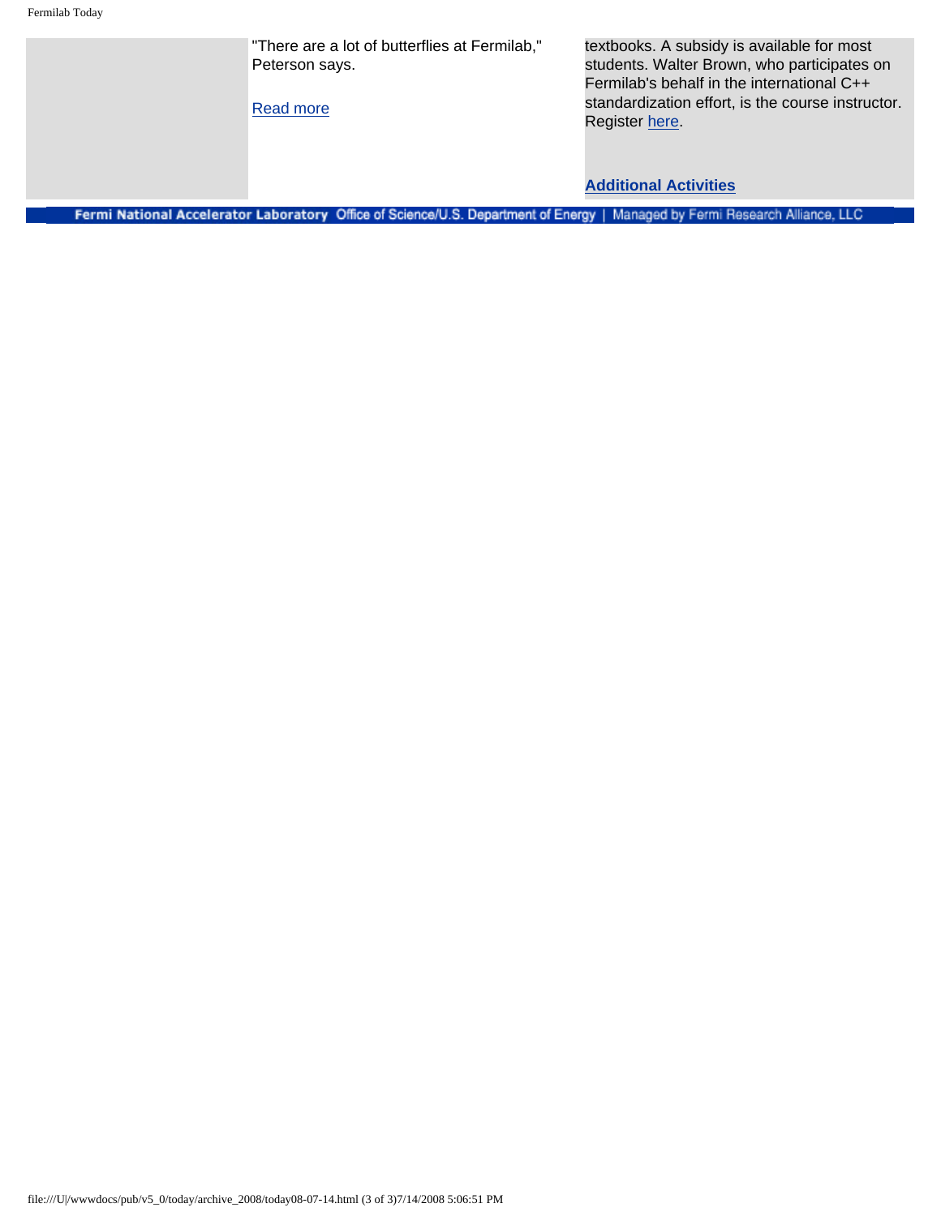"There are a lot of butterflies at Fermilab," Peterson says.

Read more

textbooks. A subsidy is available for most students. Walter Brown, who participates on Fermilab's behalf in the international C++ standardization effort, is the course instructor. Register here.

**Additional Activities**

**Fermi National Accelerator Laboratory** Office of Science/U.S. Department of Energy | Managed by Fermi Research Alliance, LLC